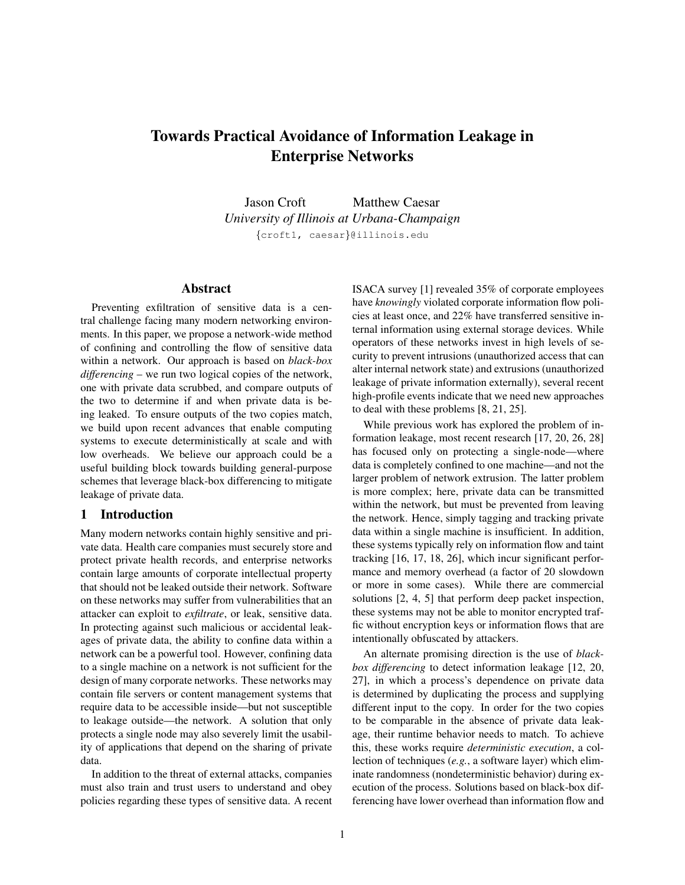# Towards Practical Avoidance of Information Leakage in Enterprise Networks

Jason Croft Matthew Caesar

*University of Illinois at Urbana-Champaign*

{croft1, caesar}@illinois.edu

## Abstract

Preventing exfiltration of sensitive data is a central challenge facing many modern networking environments. In this paper, we propose a network-wide method of confining and controlling the flow of sensitive data within a network. Our approach is based on *black-box differencing* – we run two logical copies of the network, one with private data scrubbed, and compare outputs of the two to determine if and when private data is being leaked. To ensure outputs of the two copies match, we build upon recent advances that enable computing systems to execute deterministically at scale and with low overheads. We believe our approach could be a useful building block towards building general-purpose schemes that leverage black-box differencing to mitigate leakage of private data.

## 1 Introduction

Many modern networks contain highly sensitive and private data. Health care companies must securely store and protect private health records, and enterprise networks contain large amounts of corporate intellectual property that should not be leaked outside their network. Software on these networks may suffer from vulnerabilities that an attacker can exploit to *exfiltrate*, or leak, sensitive data. In protecting against such malicious or accidental leakages of private data, the ability to confine data within a network can be a powerful tool. However, confining data to a single machine on a network is not sufficient for the design of many corporate networks. These networks may contain file servers or content management systems that require data to be accessible inside—but not susceptible to leakage outside—the network. A solution that only protects a single node may also severely limit the usability of applications that depend on the sharing of private data.

In addition to the threat of external attacks, companies must also train and trust users to understand and obey policies regarding these types of sensitive data. A recent ISACA survey [1] revealed 35% of corporate employees have *knowingly* violated corporate information flow policies at least once, and 22% have transferred sensitive internal information using external storage devices. While operators of these networks invest in high levels of security to prevent intrusions (unauthorized access that can alter internal network state) and extrusions (unauthorized leakage of private information externally), several recent high-profile events indicate that we need new approaches to deal with these problems [8, 21, 25].

While previous work has explored the problem of information leakage, most recent research [17, 20, 26, 28] has focused only on protecting a single-node—where data is completely confined to one machine—and not the larger problem of network extrusion. The latter problem is more complex; here, private data can be transmitted within the network, but must be prevented from leaving the network. Hence, simply tagging and tracking private data within a single machine is insufficient. In addition, these systems typically rely on information flow and taint tracking [16, 17, 18, 26], which incur significant performance and memory overhead (a factor of 20 slowdown or more in some cases). While there are commercial solutions [2, 4, 5] that perform deep packet inspection, these systems may not be able to monitor encrypted traffic without encryption keys or information flows that are intentionally obfuscated by attackers.

An alternate promising direction is the use of *black-box differencing* to detect information leakage [12, 20, 27], in which a process's dependence on private data is determined by duplicating the process and supplying different input to the copy. In order for the two copies to be comparable in the absence of private data leakage, their runtime behavior needs to match. To achieve this, these works require *deterministic execution*, a collection of techniques (*e.g.*, a software layer) which eliminate randomness (nondeterministic behavior) during execution of the process. Solutions based on black-box differencing have lower overhead than information flow and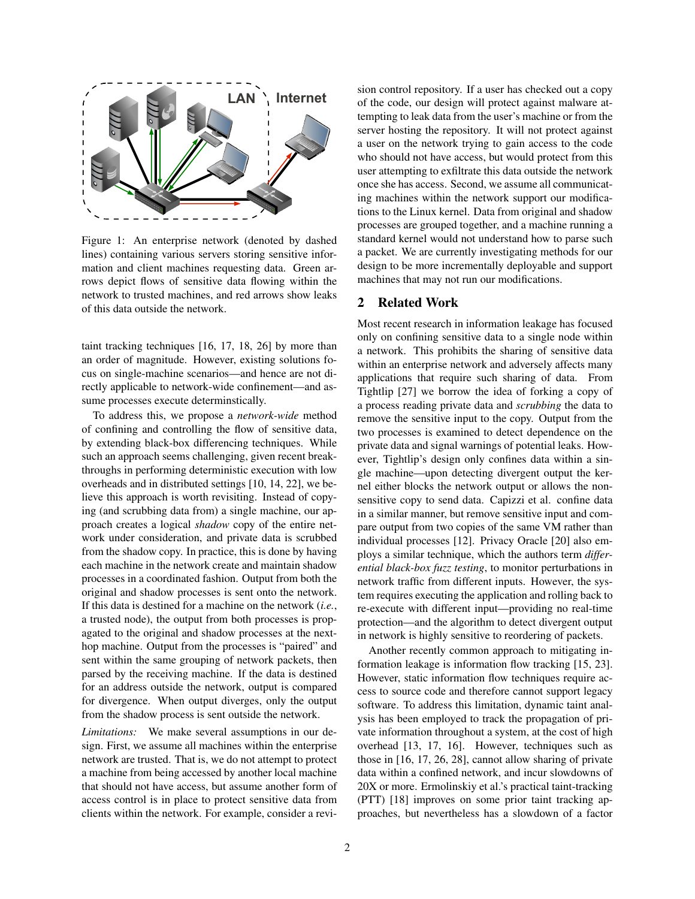LAN

Internet

Figure 1: An enterprise network (denoted by dashed lines) containing various servers storing sensitive information and client machines requesting data. Green arrows depict flows of sensitive data flowing within the network to trusted machines, and red arrows show leaks of this data outside the network.

taint tracking techniques [16, 17, 18, 26] by more than an order of magnitude. However, existing solutions focus on single-machine scenarios—and hence are not directly applicable to network-wide confinement—and assume processes execute determinstically.

To address this, we propose a *network-wide* method of confining and controlling the flow of sensitive data, by extending black-box differencing techniques. While such an approach seems challenging, given recent breakthroughs in performing deterministic execution with low overheads and in distributed settings [10, 14, 22], we believe this approach is worth revisiting. Instead of copying (and scrubbing data from) a single machine, our approach creates a logical *shadow* copy of the entire network under consideration, and private data is scrubbed from the shadow copy. In practice, this is done by having each machine in the network create and maintain shadow processes in a coordinated fashion. Output from both the original and shadow processes is sent onto the network. If this data is destined for a machine on the network (*i.e.*, a trusted node), the output from both processes is propagated to the original and shadow processes at the next-hop machine. Output from the processes is "paired" and sent within the same grouping of network packets, then parsed by the receiving machine. If the data is destined for an address outside the network, output is compared for divergence. When output diverges, only the output from the shadow process is sent outside the network.

*Limitations:* We make several assumptions in our design. First, we assume all machines within the enterprise network are trusted. That is, we do not attempt to protect a machine from being accessed by another local machine that should not have access, but assume another form of access control is in place to protect sensitive data from clients within the network. For example, consider a revision control repository. If a user has checked out a copy of the code, our design will protect against malware attempting to leak data from the user's machine or from the server hosting the repository. It will not protect against a user on the network trying to gain access to the code who should not have access, but would protect from this user attempting to exfiltrate this data outside the network once she has access. Second, we assume all communicating machines within the network support our modifications to the Linux kernel. Data from original and shadow processes are grouped together, and a machine running a standard kernel would not understand how to parse such a packet. We are currently investigating methods for our design to be more incrementally deployable and support machines that may not run our modifications.

## 2 Related Work

Most recent research in information leakage has focused only on confining sensitive data to a single node within a network. This prohibits the sharing of sensitive data within an enterprise network and adversely affects many applications that require such sharing of data. From Tightlip [27] we borrow the idea of forking a copy of a process reading private data and *scrubbing* the data to remove the sensitive input to the copy. Output from the two processes is examined to detect dependence on the private data and signal warnings of potential leaks. However, Tightlip's design only confines data within a single machine—upon detecting divergent output the kernel either blocks the network output or allows the non-sensitive copy to send data. Capizzi et al. confine data in a similar manner, but remove sensitive input and compare output from two copies of the same VM rather than individual processes [12]. Privacy Oracle [20] also employs a similar technique, which the authors term *differential black-box fuzz testing*, to monitor perturbations in network traffic from different inputs. However, the system requires executing the application and rolling back to re-execute with different input—providing no real-time protection—and the algorithm to detect divergent output in network is highly sensitive to reordering of packets.

Another recently common approach to mitigating information leakage is information flow tracking [15, 23]. However, static information flow techniques require access to source code and therefore cannot support legacy software. To address this limitation, dynamic taint analysis has been employed to track the propagation of private information throughout a system, at the cost of high overhead [13, 17, 16]. However, techniques such as those in [16, 17, 26, 28], cannot allow sharing of private data within a confined network, and incur slowdowns of 20X or more. Ermolinskiy et al.'s practical taint-tracking (PTT) [18] improves on some prior taint tracking approaches, but nevertheless has a slowdown of a factor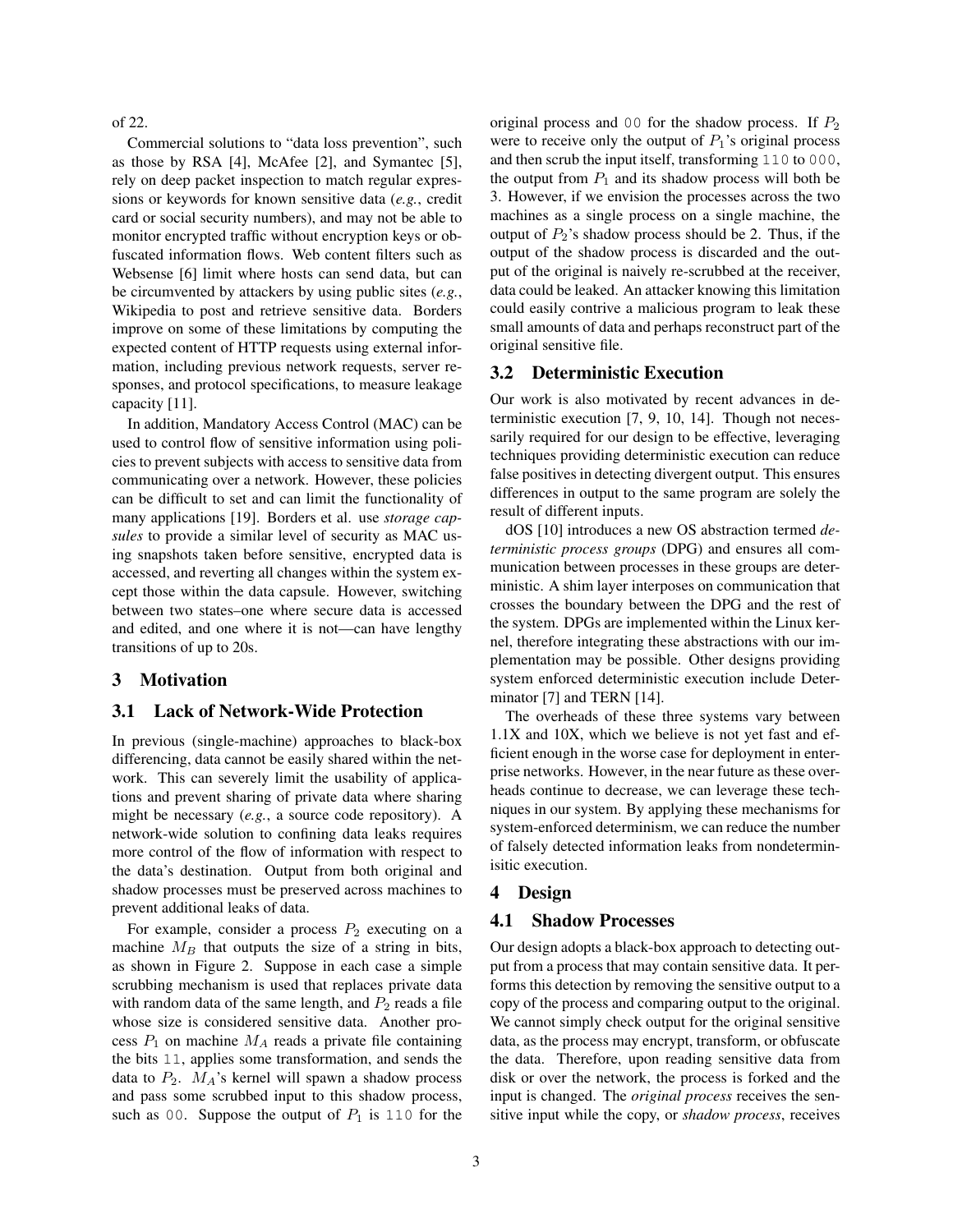of 22.

Commercial solutions to "data loss prevention", such as those by RSA [4], McAfee [2], and Symantec [5], rely on deep packet inspection to match regular expressions or keywords for known sensitive data (*e.g.*, credit card or social security numbers), and may not be able to monitor encrypted traffic without encryption keys or obfuscated information flows. Web content filters such as Websense [6] limit where hosts can send data, but can be circumvented by attackers by using public sites (*e.g.*, Wikipedia to post and retrieve sensitive data. Borders improve on some of these limitations by computing the expected content of HTTP requests using external information, including previous network requests, server responses, and protocol specifications, to measure leakage capacity [11].

In addition, Mandatory Access Control (MAC) can be used to control flow of sensitive information using policies to prevent subjects with access to sensitive data from communicating over a network. However, these policies can be difficult to set and can limit the functionality of many applications [19]. Borders et al. use *storage capsules* to provide a similar level of security as MAC using snapshots taken before sensitive, encrypted data is accessed, and reverting all changes within the system except those within the data capsule. However, switching between two states–one where secure data is accessed and edited, and one where it is not—can have lengthy transitions of up to 20s.

## 3 Motivation

### 3.1 Lack of Network-Wide Protection

In previous (single-machine) approaches to black-box differencing, data cannot be easily shared within the network. This can severely limit the usability of applications and prevent sharing of private data where sharing might be necessary (*e.g.*, a source code repository). A network-wide solution to confining data leaks requires more control of the flow of information with respect to the data's destination. Output from both original and shadow processes must be preserved across machines to prevent additional leaks of data.

For example, consider a process $P_2$ executing on a machine $M_B$ that outputs the size of a string in bits, as shown in Figure 2. Suppose in each case a simple scrubbing mechanism is used that replaces private data with random data of the same length, and $P_2$ reads a file whose size is considered sensitive data. Another process $P_1$ on machine $M_A$ reads a private file containing the bits `11`, applies some transformation, and sends the data to $P_2$. $M_A$'s kernel will spawn a shadow process and pass some scrubbed input to this shadow process, such as `00`. Suppose the output of $P_1$ is `110` for the original process and `00` for the shadow process. If $P_2$ were to receive only the output of $P_1$'s original process and then scrub the input itself, transforming `110` to `000`, the output from $P_1$ and its shadow process will both be 3. However, if we envision the processes across the two machines as a single process on a single machine, the output of $P_2$'s shadow process should be 2. Thus, if the output of the shadow process is discarded and the output of the original is naively re-scrubbed at the receiver, data could be leaked. An attacker knowing this limitation could easily contrive a malicious program to leak these small amounts of data and perhaps reconstruct part of the original sensitive file.

### 3.2 Deterministic Execution

Our work is also motivated by recent advances in deterministic execution [7, 9, 10, 14]. Though not necessarily required for our design to be effective, leveraging techniques providing deterministic execution can reduce false positives in detecting divergent output. This ensures differences in output to the same program are solely the result of different inputs.

dOS [10] introduces a new OS abstraction termed *deterministic process groups* (DPG) and ensures all communication between processes in these groups are deterministic. A shim layer interposes on communication that crosses the boundary between the DPG and the rest of the system. DPGs are implemented within the Linux kernel, therefore integrating these abstractions with our implementation may be possible. Other designs providing system enforced deterministic execution include Determinator [7] and TERN [14].

The overheads of these three systems vary between 1.1X and 10X, which we believe is not yet fast and efficient enough in the worse case for deployment in enterprise networks. However, in the near future as these overheads continue to decrease, we can leverage these techniques in our system. By applying these mechanisms for system-enforced determinism, we can reduce the number of falsely detected information leaks from nondeterminisitic execution.

## 4 Design

### 4.1 Shadow Processes

Our design adopts a black-box approach to detecting output from a process that may contain sensitive data. It performs this detection by removing the sensitive output to a copy of the process and comparing output to the original. We cannot simply check output for the original sensitive data, as the process may encrypt, transform, or obfuscate the data. Therefore, upon reading sensitive data from disk or over the network, the process is forked and the input is changed. The *original process* receives the sensitive input while the copy, or *shadow process*, receives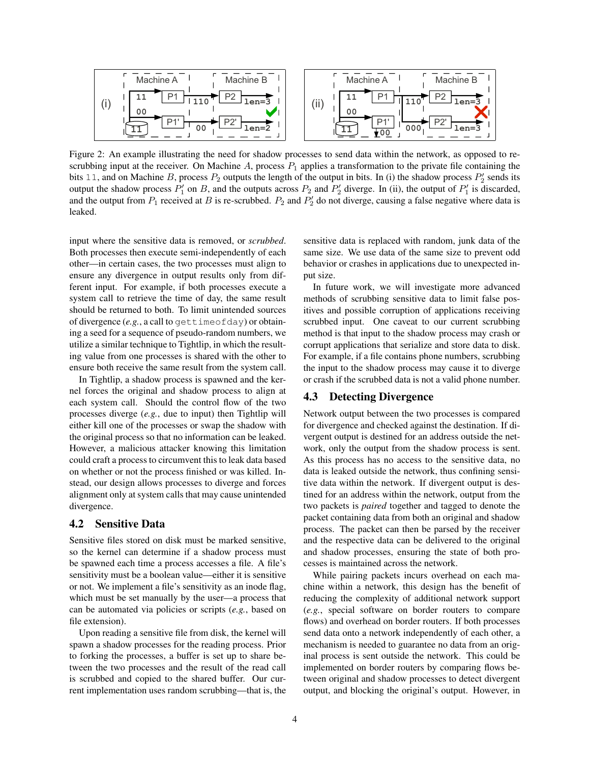Machine A
Machine B
(i)
11
P1
110
P2
len=3
00
P1'
00
P2'
len=2
11

Machine A
Machine B
(ii)
11
P1
110
P2
len=3
00
P1'
000
P2'
len=3
11
00

Figure 2: An example illustrating the need for shadow processes to send data within the network, as opposed to re-scrubbing input at the receiver. On Machine $A$, process $P_1$ applies a transformation to the private file containing the bits 11, and on Machine $B$, process $P_2$ outputs the length of the output in bits. In (i) the shadow process $P_2'$ sends its output the shadow process $P_1'$ on $B$, and the outputs across $P_2$ and $P_2'$ diverge. In (ii), the output of $P_1'$ is discarded, and the output from $P_1$ received at $B$ is re-scrubbed. $P_2$ and $P_2'$ do not diverge, causing a false negative where data is leaked.

input where the sensitive data is removed, or *scrubbed*. Both processes then execute semi-independently of each other—in certain cases, the two processes must align to ensure any divergence in output results only from different input. For example, if both processes execute a system call to retrieve the time of day, the same result should be returned to both. To limit unintended sources of divergence (*e.g.*, a call to gettimeofday) or obtaining a seed for a sequence of pseudo-random numbers, we utilize a similar technique to Tightlip, in which the resulting value from one processes is shared with the other to ensure both receive the same result from the system call.

In Tightlip, a shadow process is spawned and the kernel forces the original and shadow process to align at each system call. Should the control flow of the two processes diverge (*e.g.*, due to input) then Tightlip will either kill one of the processes or swap the shadow with the original process so that no information can be leaked. However, a malicious attacker knowing this limitation could craft a process to circumvent this to leak data based on whether or not the process finished or was killed. Instead, our design allows processes to diverge and forces alignment only at system calls that may cause unintended divergence.

## 4.2 Sensitive Data

Sensitive files stored on disk must be marked sensitive, so the kernel can determine if a shadow process must be spawned each time a process accesses a file. A file's sensitivity must be a boolean value—either it is sensitive or not. We implement a file's sensitivity as an inode flag, which must be set manually by the user—a process that can be automated via policies or scripts (*e.g.*, based on file extension).

Upon reading a sensitive file from disk, the kernel will spawn a shadow processes for the reading process. Prior to forking the processes, a buffer is set up to share between the two processes and the result of the read call is scrubbed and copied to the shared buffer. Our current implementation uses random scrubbing—that is, the sensitive data is replaced with random, junk data of the same size. We use data of the same size to prevent odd behavior or crashes in applications due to unexpected input size.

In future work, we will investigate more advanced methods of scrubbing sensitive data to limit false positives and possible corruption of applications receiving scrubbed input. One caveat to our current scrubbing method is that input to the shadow process may crash or corrupt applications that serialize and store data to disk. For example, if a file contains phone numbers, scrubbing the input to the shadow process may cause it to diverge or crash if the scrubbed data is not a valid phone number.

## 4.3 Detecting Divergence

Network output between the two processes is compared for divergence and checked against the destination. If divergent output is destined for an address outside the network, only the output from the shadow process is sent. As this process has no access to the sensitive data, no data is leaked outside the network, thus confining sensitive data within the network. If divergent output is destined for an address within the network, output from the two packets is *paired* together and tagged to denote the packet containing data from both an original and shadow process. The packet can then be parsed by the receiver and the respective data can be delivered to the original and shadow processes, ensuring the state of both processes is maintained across the network.

While pairing packets incurs overhead on each machine within a network, this design has the benefit of reducing the complexity of additional network support (*e.g.*, special software on border routers to compare flows) and overhead on border routers. If both processes send data onto a network independently of each other, a mechanism is needed to guarantee no data from an original process is sent outside the network. This could be implemented on border routers by comparing flows between original and shadow processes to detect divergent output, and blocking the original's output. However, in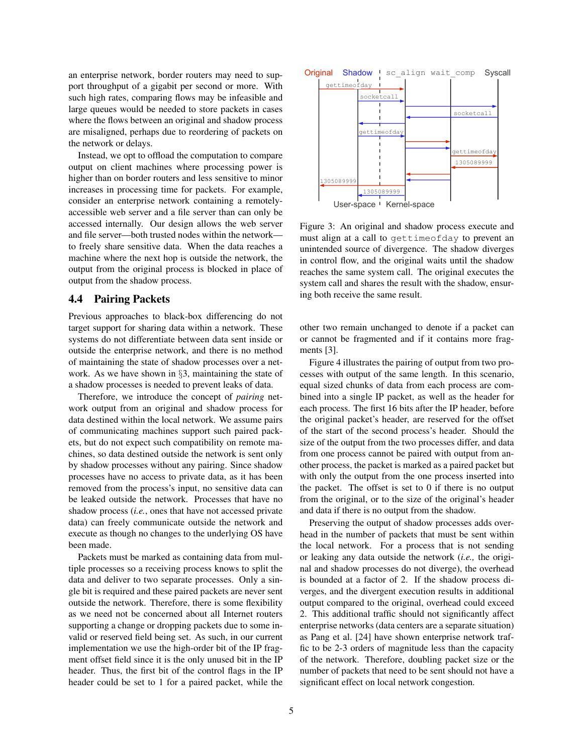an enterprise network, border routers may need to support throughput of a gigabit per second or more. With such high rates, comparing flows may be infeasible and large queues would be needed to store packets in cases where the flows between an original and shadow process are misaligned, perhaps due to reordering of packets on the network or delays.

Instead, we opt to offload the computation to compare output on client machines where processing power is higher than on border routers and less sensitive to minor increases in processing time for packets. For example, consider an enterprise network containing a remotely-accessible web server and a file server than can only be accessed internally. Our design allows the web server and file server—both trusted nodes within the network—to freely share sensitive data. When the data reaches a machine where the next hop is outside the network, the output from the original process is blocked in place of output from the shadow process.

## 4.4 Pairing Packets

Previous approaches to black-box differencing do not target support for sharing data within a network. These systems do not differentiate between data sent inside or outside the enterprise network, and there is no method of maintaining the state of shadow processes over a network. As we have shown in §3, maintaining the state of a shadow processes is needed to prevent leaks of data.

Therefore, we introduce the concept of *pairing* network output from an original and shadow process for data destined within the local network. We assume pairs of communicating machines support such paired packets, but do not expect such compatibility on remote machines, so data destined outside the network is sent only by shadow processes without any pairing. Since shadow processes have no access to private data, as it has been removed from the process's input, no sensitive data can be leaked outside the network. Processes that have no shadow process (*i.e.*, ones that have not accessed private data) can freely communicate outside the network and execute as though no changes to the underlying OS have been made.

Packets must be marked as containing data from multiple processes so a receiving process knows to split the data and deliver to two separate processes. Only a single bit is required and these paired packets are never sent outside the network. Therefore, there is some flexibility as we need not be concerned about all Internet routers supporting a change or dropping packets due to some invalid or reserved field being set. As such, in our current implementation we use the high-order bit of the IP fragment offset field since it is the only unused bit in the IP header. Thus, the first bit of the control flags in the IP header could be set to 1 for a paired packet, while the other two remain unchanged to denote if a packet can or cannot be fragmented and if it contains more fragments [3].

Figure 3: An original and shadow process execute and must align at a call to `gettimeofday` to prevent an unintended source of divergence. The shadow diverges in control flow, and the original waits until the shadow reaches the same system call. The original executes the system call and shares the result with the shadow, ensuring both receive the same result.

Figure 4 illustrates the pairing of output from two processes with output of the same length. In this scenario, equal sized chunks of data from each process are combined into a single IP packet, as well as the header for each process. The first 16 bits after the IP header, before the original packet's header, are reserved for the offset of the start of the second process's header. Should the size of the output from the two processes differ, and data from one process cannot be paired with output from another process, the packet is marked as a paired packet but with only the output from the one process inserted into the packet. The offset is set to 0 if there is no output from the original, or to the size of the original's header and data if there is no output from the shadow.

Preserving the output of shadow processes adds overhead in the number of packets that must be sent within the local network. For a process that is not sending or leaking any data outside the network (*i.e.,* the original and shadow processes do not diverge), the overhead is bounded at a factor of 2. If the shadow process diverges, and the divergent execution results in additional output compared to the original, overhead could exceed 2. This additional traffic should not significantly affect enterprise networks (data centers are a separate situation) as Pang et al. [24] have shown enterprise network traffic to be 2-3 orders of magnitude less than the capacity of the network. Therefore, doubling packet size or the number of packets that need to be sent should not have a significant effect on local network congestion.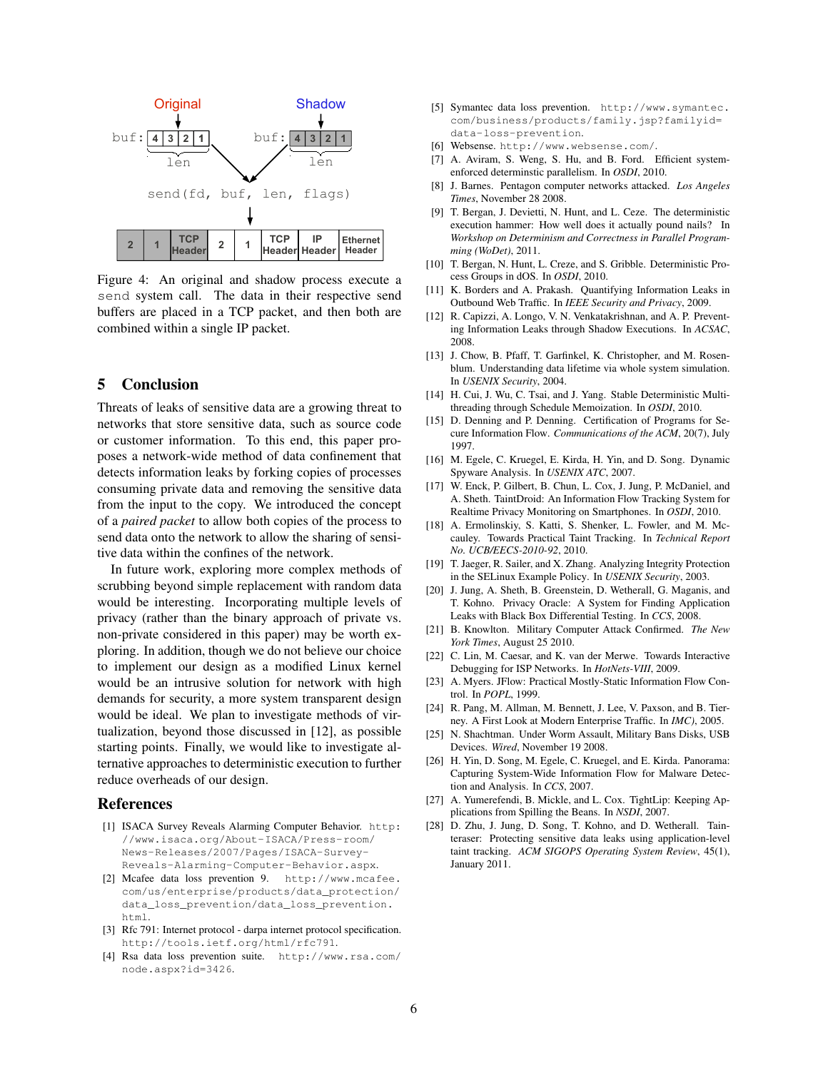Original

buf: 4 3 2 1

len

Shadow

buf: 4 3 2 1

len

send(fd, buf, len, flags)

2 1 TCP Header 2 1 TCP Header IP Header Ethernet Header

Figure 4: An original and shadow process execute a `send` system call. The data in their respective send buffers are placed in a TCP packet, and then both are combined within a single IP packet.

## 5 Conclusion

Threats of leaks of sensitive data are a growing threat to networks that store sensitive data, such as source code or customer information. To this end, this paper proposes a network-wide method of data confinement that detects information leaks by forking copies of processes consuming private data and removing the sensitive data from the input to the copy. We introduced the concept of a *paired packet* to allow both copies of the process to send data onto the network to allow the sharing of sensitive data within the confines of the network.

In future work, exploring more complex methods of scrubbing beyond simple replacement with random data would be interesting. Incorporating multiple levels of privacy (rather than the binary approach of private vs. non-private considered in this paper) may be worth exploring. In addition, though we do not believe our choice to implement our design as a modified Linux kernel would be an intrusive solution for network with high demands for security, a more system transparent design would be ideal. We plan to investigate methods of virtualization, beyond those discussed in [12], as possible starting points. Finally, we would like to investigate alternative approaches to deterministic execution to further reduce overheads of our design.

## References

[1] ISACA Survey Reveals Alarming Computer Behavior. http://www.isaca.org/About-ISACA/Press-room/News-Releases/2007/Pages/ISACA-Survey-Reveals-Alarming-Computer-Behavior.aspx.

[2] Mcafee data loss prevention 9. http://www.mcafee.com/us/enterprise/products/data_protection/data_loss_prevention/data_loss_prevention.html.

[3] Rfc 791: Internet protocol - darpa internet protocol specification. http://tools.ietf.org/html/rfc791.

[4] Rsa data loss prevention suite. http://www.rsa.com/node.aspx?id=3426.

[5] Symantec data loss prevention. http://www.symantec.com/business/products/family.jsp?familyid=data-loss-prevention.

[6] Websense. http://www.websense.com/.

[7] A. Aviram, S. Weng, S. Hu, and B. Ford. Efficient system-enforced determinstic parallelism. In *OSDI*, 2010.

[8] J. Barnes. Pentagon computer networks attacked. *Los Angeles Times*, November 28 2008.

[9] T. Bergan, J. Devietti, N. Hunt, and L. Ceze. The deterministic execution hammer: How well does it actually pound nails? In *Workshop on Determinism and Correctness in Parallel Programming (WoDet)*, 2011.

[10] T. Bergan, N. Hunt, L. Creze, and S. Gribble. Deterministic Process Groups in dOS. In *OSDI*, 2010.

[11] K. Borders and A. Prakash. Quantifying Information Leaks in Outbound Web Traffic. In *IEEE Security and Privacy*, 2009.

[12] R. Capizzi, A. Longo, V. N. Venkatakrishnan, and A. P. Preventing Information Leaks through Shadow Executions. In *ACSAC*, 2008.

[13] J. Chow, B. Pfaff, T. Garfinkel, K. Christopher, and M. Rosenblum. Understanding data lifetime via whole system simulation. In *USENIX Security*, 2004.

[14] H. Cui, J. Wu, C. Tsai, and J. Yang. Stable Deterministic Multithreading through Schedule Memoization. In *OSDI*, 2010.

[15] D. Denning and P. Denning. Certification of Programs for Secure Information Flow. *Communications of the ACM*, 20(7), July 1997.

[16] M. Egele, C. Kruegel, E. Kirda, H. Yin, and D. Song. Dynamic Spyware Analysis. In *USENIX ATC*, 2007.

[17] W. Enck, P. Gilbert, B. Chun, L. Cox, J. Jung, P. McDaniel, and A. Sheth. TaintDroid: An Information Flow Tracking System for Realtime Privacy Monitoring on Smartphones. In *OSDI*, 2010.

[18] A. Ermolinskiy, S. Katti, S. Shenker, L. Fowler, and M. Mccauley. Towards Practical Taint Tracking. In *Technical Report No. UCB/EECS-2010-92*, 2010.

[19] T. Jaeger, R. Sailer, and X. Zhang. Analyzing Integrity Protection in the SELinux Example Policy. In *USENIX Security*, 2003.

[20] J. Jung, A. Sheth, B. Greenstein, D. Wetherall, G. Maganis, and T. Kohno. Privacy Oracle: A System for Finding Application Leaks with Black Box Differential Testing. In *CCS*, 2008.

[21] B. Knowlton. Military Computer Attack Confirmed. *The New York Times*, August 25 2010.

[22] C. Lin, M. Caesar, and K. van der Merwe. Towards Interactive Debugging for ISP Networks. In *HotNets-VIII*, 2009.

[23] A. Myers. JFlow: Practical Mostly-Static Information Flow Control. In *POPL*, 1999.

[24] R. Pang, M. Allman, M. Bennett, J. Lee, V. Paxson, and B. Tierney. A First Look at Modern Enterprise Traffic. In *IMC)*, 2005.

[25] N. Shachtman. Under Worm Assault, Military Bans Disks, USB Devices. *Wired*, November 19 2008.

[26] H. Yin, D. Song, M. Egele, C. Kruegel, and E. Kirda. Panorama: Capturing System-Wide Information Flow for Malware Detection and Analysis. In *CCS*, 2007.

[27] A. Yumerefendi, B. Mickle, and L. Cox. TightLip: Keeping Applications from Spilling the Beans. In *NSDI*, 2007.

[28] D. Zhu, J. Jung, D. Song, T. Kohno, and D. Wetherall. Tainteraser: Protecting sensitive data leaks using application-level taint tracking. *ACM SIGOPS Operating System Review*, 45(1), January 2011.